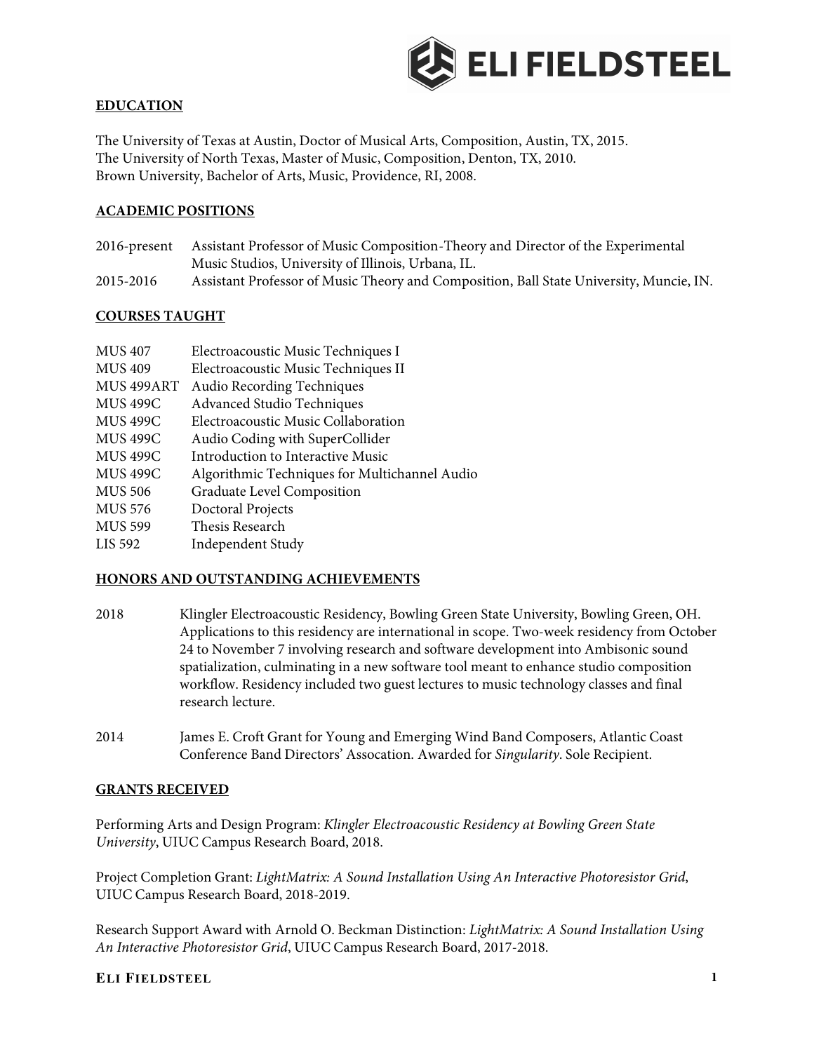# ELI FIELDSTEEL

## EDUCATION

The University of Texas at Austin, Doctor of Musical Arts, Composition, Austin, TX, 2015.
The University of North Texas, Master of Music, Composition, Denton, TX, 2010.
Brown University, Bachelor of Arts, Music, Providence, RI, 2008.

## ACADEMIC POSITIONS

| | |
|---|---|
| 2016-present | Assistant Professor of Music Composition-Theory and Director of the Experimental Music Studios, University of Illinois, Urbana, IL. |
| 2015-2016 | Assistant Professor of Music Theory and Composition, Ball State University, Muncie, IN. |

## COURSES TAUGHT

| | |
|---|---|
| MUS 407 | Electroacoustic Music Techniques I |
| MUS 409 | Electroacoustic Music Techniques II |
| MUS 499ART | Audio Recording Techniques |
| MUS 499C | Advanced Studio Techniques |
| MUS 499C | Electroacoustic Music Collaboration |
| MUS 499C | Audio Coding with SuperCollider |
| MUS 499C | Introduction to Interactive Music |
| MUS 499C | Algorithmic Techniques for Multichannel Audio |
| MUS 506 | Graduate Level Composition |
| MUS 576 | Doctoral Projects |
| MUS 599 | Thesis Research |
| LIS 592 | Independent Study |

## HONORS AND OUTSTANDING ACHIEVEMENTS

| | |
|---|---|
| 2018 | Klingler Electroacoustic Residency, Bowling Green State University, Bowling Green, OH. Applications to this residency are international in scope. Two-week residency from October 24 to November 7 involving research and software development into Ambisonic sound spatialization, culminating in a new software tool meant to enhance studio composition workflow. Residency included two guest lectures to music technology classes and final research lecture. |
| 2014 | James E. Croft Grant for Young and Emerging Wind Band Composers, Atlantic Coast Conference Band Directors' Assocation. Awarded for *Singularity*. Sole Recipient. |

## GRANTS RECEIVED

Performing Arts and Design Program: *Klingler Electroacoustic Residency at Bowling Green State University*, UIUC Campus Research Board, 2018.

Project Completion Grant: *LightMatrix: A Sound Installation Using An Interactive Photoresistor Grid*, UIUC Campus Research Board, 2018-2019.

Research Support Award with Arnold O. Beckman Distinction: *LightMatrix: A Sound Installation Using An Interactive Photoresistor Grid*, UIUC Campus Research Board, 2017-2018.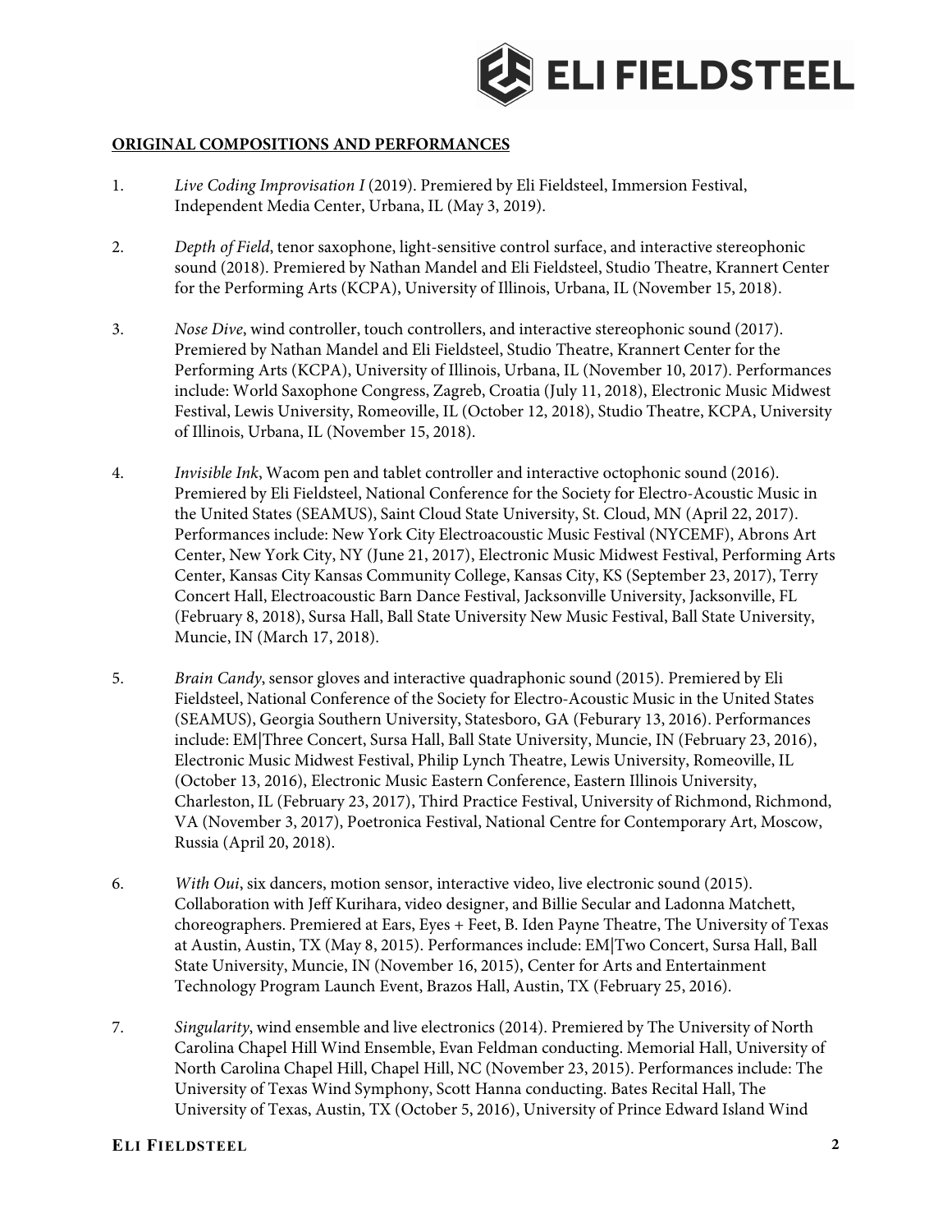**ORIGINAL COMPOSITIONS AND PERFORMANCES**

1. *Live Coding Improvisation I* (2019). Premiered by Eli Fieldsteel, Immersion Festival, Independent Media Center, Urbana, IL (May 3, 2019).

2. *Depth of Field*, tenor saxophone, light-sensitive control surface, and interactive stereophonic sound (2018). Premiered by Nathan Mandel and Eli Fieldsteel, Studio Theatre, Krannert Center for the Performing Arts (KCPA), University of Illinois, Urbana, IL (November 15, 2018).

3. *Nose Dive*, wind controller, touch controllers, and interactive stereophonic sound (2017). Premiered by Nathan Mandel and Eli Fieldsteel, Studio Theatre, Krannert Center for the Performing Arts (KCPA), University of Illinois, Urbana, IL (November 10, 2017). Performances include: World Saxophone Congress, Zagreb, Croatia (July 11, 2018), Electronic Music Midwest Festival, Lewis University, Romeoville, IL (October 12, 2018), Studio Theatre, KCPA, University of Illinois, Urbana, IL (November 15, 2018).

4. *Invisible Ink*, Wacom pen and tablet controller and interactive octophonic sound (2016). Premiered by Eli Fieldsteel, National Conference for the Society for Electro-Acoustic Music in the United States (SEAMUS), Saint Cloud State University, St. Cloud, MN (April 22, 2017). Performances include: New York City Electroacoustic Music Festival (NYCEMF), Abrons Art Center, New York City, NY (June 21, 2017), Electronic Music Midwest Festival, Performing Arts Center, Kansas City Kansas Community College, Kansas City, KS (September 23, 2017), Terry Concert Hall, Electroacoustic Barn Dance Festival, Jacksonville University, Jacksonville, FL (February 8, 2018), Sursa Hall, Ball State University New Music Festival, Ball State University, Muncie, IN (March 17, 2018).

5. *Brain Candy*, sensor gloves and interactive quadraphonic sound (2015). Premiered by Eli Fieldsteel, National Conference of the Society for Electro-Acoustic Music in the United States (SEAMUS), Georgia Southern University, Statesboro, GA (Feburary 13, 2016). Performances include: EM|Three Concert, Sursa Hall, Ball State University, Muncie, IN (February 23, 2016), Electronic Music Midwest Festival, Philip Lynch Theatre, Lewis University, Romeoville, IL (October 13, 2016), Electronic Music Eastern Conference, Eastern Illinois University, Charleston, IL (February 23, 2017), Third Practice Festival, University of Richmond, Richmond, VA (November 3, 2017), Poetronica Festival, National Centre for Contemporary Art, Moscow, Russia (April 20, 2018).

6. *With Oui*, six dancers, motion sensor, interactive video, live electronic sound (2015). Collaboration with Jeff Kurihara, video designer, and Billie Secular and Ladonna Matchett, choreographers. Premiered at Ears, Eyes + Feet, B. Iden Payne Theatre, The University of Texas at Austin, Austin, TX (May 8, 2015). Performances include: EM|Two Concert, Sursa Hall, Ball State University, Muncie, IN (November 16, 2015), Center for Arts and Entertainment Technology Program Launch Event, Brazos Hall, Austin, TX (February 25, 2016).

7. *Singularity*, wind ensemble and live electronics (2014). Premiered by The University of North Carolina Chapel Hill Wind Ensemble, Evan Feldman conducting. Memorial Hall, University of North Carolina Chapel Hill, Chapel Hill, NC (November 23, 2015). Performances include: The University of Texas Wind Symphony, Scott Hanna conducting. Bates Recital Hall, The University of Texas, Austin, TX (October 5, 2016), University of Prince Edward Island Wind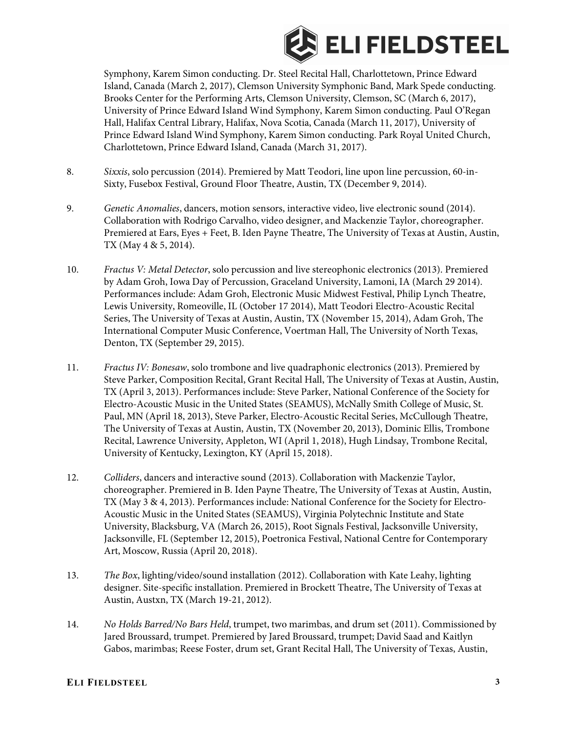Symphony, Karem Simon conducting. Dr. Steel Recital Hall, Charlottetown, Prince Edward Island, Canada (March 2, 2017), Clemson University Symphonic Band, Mark Spede conducting. Brooks Center for the Performing Arts, Clemson University, Clemson, SC (March 6, 2017), University of Prince Edward Island Wind Symphony, Karem Simon conducting. Paul O'Regan Hall, Halifax Central Library, Halifax, Nova Scotia, Canada (March 11, 2017), University of Prince Edward Island Wind Symphony, Karem Simon conducting. Park Royal United Church, Charlottetown, Prince Edward Island, Canada (March 31, 2017).

8. *Sixxis*, solo percussion (2014). Premiered by Matt Teodori, line upon line percussion, 60-in-Sixty, Fusebox Festival, Ground Floor Theatre, Austin, TX (December 9, 2014).

9. *Genetic Anomalies*, dancers, motion sensors, interactive video, live electronic sound (2014). Collaboration with Rodrigo Carvalho, video designer, and Mackenzie Taylor, choreographer. Premiered at Ears, Eyes + Feet, B. Iden Payne Theatre, The University of Texas at Austin, Austin, TX (May 4 & 5, 2014).

10. *Fractus V: Metal Detector*, solo percussion and live stereophonic electronics (2013). Premiered by Adam Groh, Iowa Day of Percussion, Graceland University, Lamoni, IA (March 29 2014). Performances include: Adam Groh, Electronic Music Midwest Festival, Philip Lynch Theatre, Lewis University, Romeoville, IL (October 17 2014), Matt Teodori Electro-Acoustic Recital Series, The University of Texas at Austin, Austin, TX (November 15, 2014), Adam Groh, The International Computer Music Conference, Voertman Hall, The University of North Texas, Denton, TX (September 29, 2015).

11. *Fractus IV: Bonesaw*, solo trombone and live quadraphonic electronics (2013). Premiered by Steve Parker, Composition Recital, Grant Recital Hall, The University of Texas at Austin, Austin, TX (April 3, 2013). Performances include: Steve Parker, National Conference of the Society for Electro-Acoustic Music in the United States (SEAMUS), McNally Smith College of Music, St. Paul, MN (April 18, 2013), Steve Parker, Electro-Acoustic Recital Series, McCullough Theatre, The University of Texas at Austin, Austin, TX (November 20, 2013), Dominic Ellis, Trombone Recital, Lawrence University, Appleton, WI (April 1, 2018), Hugh Lindsay, Trombone Recital, University of Kentucky, Lexington, KY (April 15, 2018).

12. *Colliders*, dancers and interactive sound (2013). Collaboration with Mackenzie Taylor, choreographer. Premiered in B. Iden Payne Theatre, The University of Texas at Austin, Austin, TX (May 3 & 4, 2013). Performances include: National Conference for the Society for Electro-Acoustic Music in the United States (SEAMUS), Virginia Polytechnic Institute and State University, Blacksburg, VA (March 26, 2015), Root Signals Festival, Jacksonville University, Jacksonville, FL (September 12, 2015), Poetronica Festival, National Centre for Contemporary Art, Moscow, Russia (April 20, 2018).

13. *The Box*, lighting/video/sound installation (2012). Collaboration with Kate Leahy, lighting designer. Site-specific installation. Premiered in Brockett Theatre, The University of Texas at Austin, Austxn, TX (March 19-21, 2012).

14. *No Holds Barred/No Bars Held*, trumpet, two marimbas, and drum set (2011). Commissioned by Jared Broussard, trumpet. Premiered by Jared Broussard, trumpet; David Saad and Kaitlyn Gabos, marimbas; Reese Foster, drum set, Grant Recital Hall, The University of Texas, Austin,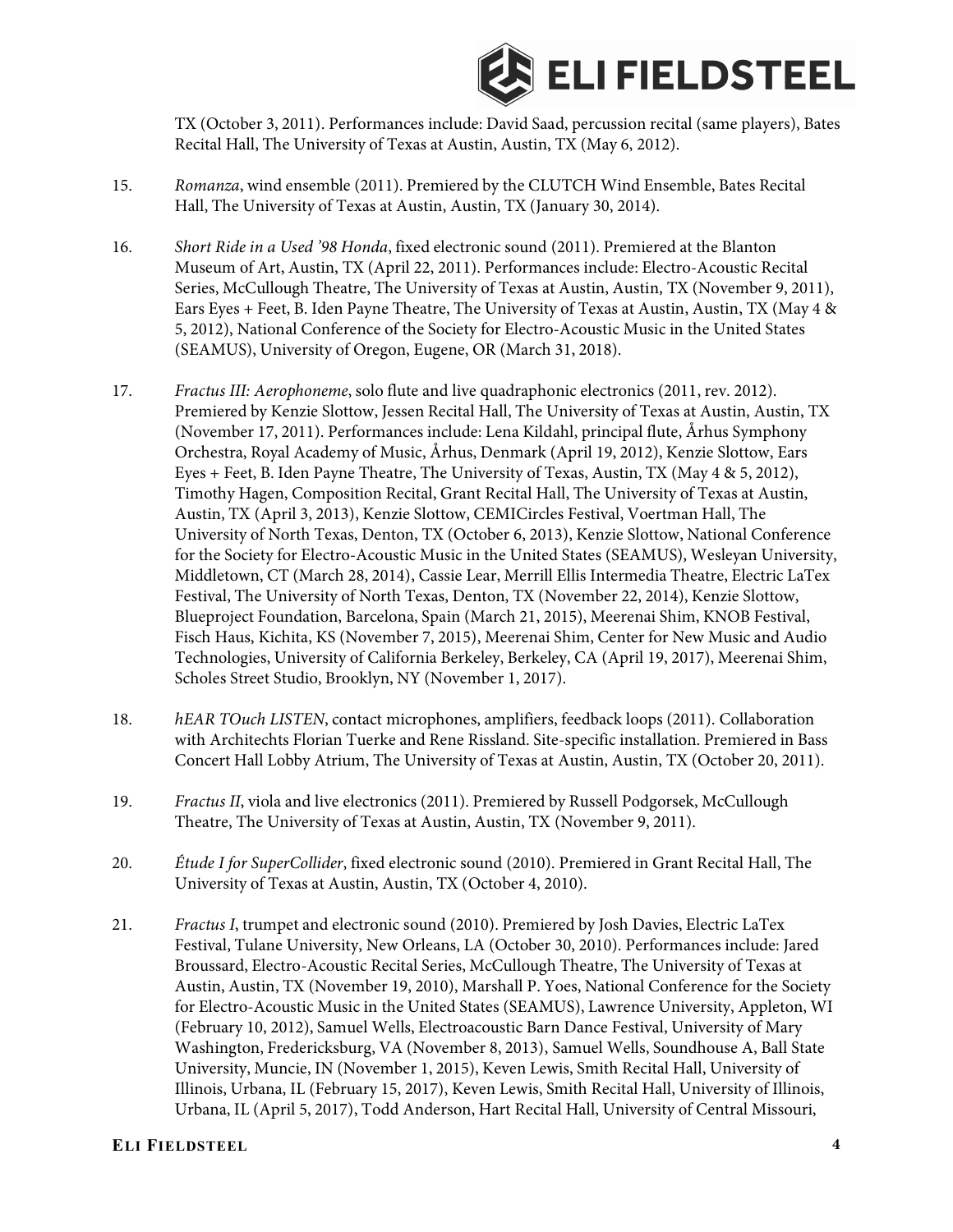TX (October 3, 2011). Performances include: David Saad, percussion recital (same players), Bates Recital Hall, The University of Texas at Austin, Austin, TX (May 6, 2012).

15. *Romanza*, wind ensemble (2011). Premiered by the CLUTCH Wind Ensemble, Bates Recital Hall, The University of Texas at Austin, Austin, TX (January 30, 2014).

16. *Short Ride in a Used '98 Honda*, fixed electronic sound (2011). Premiered at the Blanton Museum of Art, Austin, TX (April 22, 2011). Performances include: Electro-Acoustic Recital Series, McCullough Theatre, The University of Texas at Austin, Austin, TX (November 9, 2011), Ears Eyes + Feet, B. Iden Payne Theatre, The University of Texas at Austin, Austin, TX (May 4 & 5, 2012), National Conference of the Society for Electro-Acoustic Music in the United States (SEAMUS), University of Oregon, Eugene, OR (March 31, 2018).

17. *Fractus III: Aerophoneme*, solo flute and live quadraphonic electronics (2011, rev. 2012). Premiered by Kenzie Slottow, Jessen Recital Hall, The University of Texas at Austin, Austin, TX (November 17, 2011). Performances include: Lena Kildahl, principal flute, Århus Symphony Orchestra, Royal Academy of Music, Århus, Denmark (April 19, 2012), Kenzie Slottow, Ears Eyes + Feet, B. Iden Payne Theatre, The University of Texas, Austin, TX (May 4 & 5, 2012), Timothy Hagen, Composition Recital, Grant Recital Hall, The University of Texas at Austin, Austin, TX (April 3, 2013), Kenzie Slottow, CEMICircles Festival, Voertman Hall, The University of North Texas, Denton, TX (October 6, 2013), Kenzie Slottow, National Conference for the Society for Electro-Acoustic Music in the United States (SEAMUS), Wesleyan University, Middletown, CT (March 28, 2014), Cassie Lear, Merrill Ellis Intermedia Theatre, Electric LaTex Festival, The University of North Texas, Denton, TX (November 22, 2014), Kenzie Slottow, Blueproject Foundation, Barcelona, Spain (March 21, 2015), Meerenai Shim, KNOB Festival, Fisch Haus, Kichita, KS (November 7, 2015), Meerenai Shim, Center for New Music and Audio Technologies, University of California Berkeley, Berkeley, CA (April 19, 2017), Meerenai Shim, Scholes Street Studio, Brooklyn, NY (November 1, 2017).

18. *hEAR TOuch LISTEN*, contact microphones, amplifiers, feedback loops (2011). Collaboration with Architechts Florian Tuerke and Rene Rissland. Site-specific installation. Premiered in Bass Concert Hall Lobby Atrium, The University of Texas at Austin, Austin, TX (October 20, 2011).

19. *Fractus II*, viola and live electronics (2011). Premiered by Russell Podgorsek, McCullough Theatre, The University of Texas at Austin, Austin, TX (November 9, 2011).

20. *Étude I for SuperCollider*, fixed electronic sound (2010). Premiered in Grant Recital Hall, The University of Texas at Austin, Austin, TX (October 4, 2010).

21. *Fractus I*, trumpet and electronic sound (2010). Premiered by Josh Davies, Electric LaTex Festival, Tulane University, New Orleans, LA (October 30, 2010). Performances include: Jared Broussard, Electro-Acoustic Recital Series, McCullough Theatre, The University of Texas at Austin, Austin, TX (November 19, 2010), Marshall P. Yoes, National Conference for the Society for Electro-Acoustic Music in the United States (SEAMUS), Lawrence University, Appleton, WI (February 10, 2012), Samuel Wells, Electroacoustic Barn Dance Festival, University of Mary Washington, Fredericksburg, VA (November 8, 2013), Samuel Wells, Soundhouse A, Ball State University, Muncie, IN (November 1, 2015), Keven Lewis, Smith Recital Hall, University of Illinois, Urbana, IL (February 15, 2017), Keven Lewis, Smith Recital Hall, University of Illinois, Urbana, IL (April 5, 2017), Todd Anderson, Hart Recital Hall, University of Central Missouri,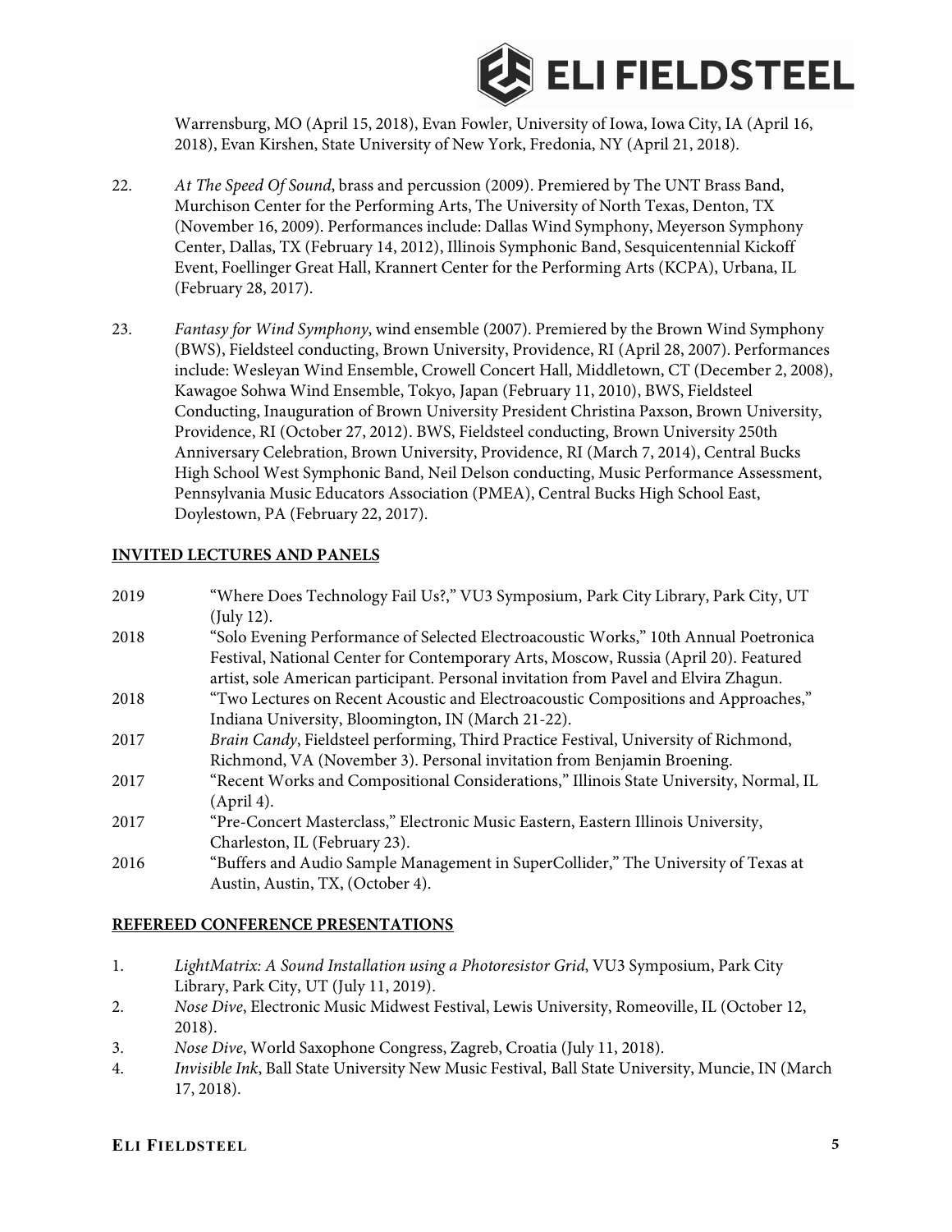Warrensburg, MO (April 15, 2018), Evan Fowler, University of Iowa, Iowa City, IA (April 16, 2018), Evan Kirshen, State University of New York, Fredonia, NY (April 21, 2018).

22. *At The Speed Of Sound*, brass and percussion (2009). Premiered by The UNT Brass Band, Murchison Center for the Performing Arts, The University of North Texas, Denton, TX (November 16, 2009). Performances include: Dallas Wind Symphony, Meyerson Symphony Center, Dallas, TX (February 14, 2012), Illinois Symphonic Band, Sesquicentennial Kickoff Event, Foellinger Great Hall, Krannert Center for the Performing Arts (KCPA), Urbana, IL (February 28, 2017).

23. *Fantasy for Wind Symphony*, wind ensemble (2007). Premiered by the Brown Wind Symphony (BWS), Fieldsteel conducting, Brown University, Providence, RI (April 28, 2007). Performances include: Wesleyan Wind Ensemble, Crowell Concert Hall, Middletown, CT (December 2, 2008), Kawagoe Sohwa Wind Ensemble, Tokyo, Japan (February 11, 2010), BWS, Fieldsteel Conducting, Inauguration of Brown University President Christina Paxson, Brown University, Providence, RI (October 27, 2012). BWS, Fieldsteel conducting, Brown University 250th Anniversary Celebration, Brown University, Providence, RI (March 7, 2014), Central Bucks High School West Symphonic Band, Neil Delson conducting, Music Performance Assessment, Pennsylvania Music Educators Association (PMEA), Central Bucks High School East, Doylestown, PA (February 22, 2017).

## INVITED LECTURES AND PANELS

2019 "Where Does Technology Fail Us?," VU3 Symposium, Park City Library, Park City, UT (July 12).

2018 "Solo Evening Performance of Selected Electroacoustic Works," 10th Annual Poetronica Festival, National Center for Contemporary Arts, Moscow, Russia (April 20). Featured artist, sole American participant. Personal invitation from Pavel and Elvira Zhagun.

2018 "Two Lectures on Recent Acoustic and Electroacoustic Compositions and Approaches," Indiana University, Bloomington, IN (March 21-22).

2017 *Brain Candy*, Fieldsteel performing, Third Practice Festival, University of Richmond, Richmond, VA (November 3). Personal invitation from Benjamin Broening.

2017 "Recent Works and Compositional Considerations," Illinois State University, Normal, IL (April 4).

2017 "Pre-Concert Masterclass," Electronic Music Eastern, Eastern Illinois University, Charleston, IL (February 23).

2016 "Buffers and Audio Sample Management in SuperCollider," The University of Texas at Austin, Austin, TX, (October 4).

## REFEREED CONFERENCE PRESENTATIONS

1. *LightMatrix: A Sound Installation using a Photoresistor Grid*, VU3 Symposium, Park City Library, Park City, UT (July 11, 2019).
2. *Nose Dive*, Electronic Music Midwest Festival, Lewis University, Romeoville, IL (October 12, 2018).
3. *Nose Dive*, World Saxophone Congress, Zagreb, Croatia (July 11, 2018).
4. *Invisible Ink*, Ball State University New Music Festival, Ball State University, Muncie, IN (March 17, 2018).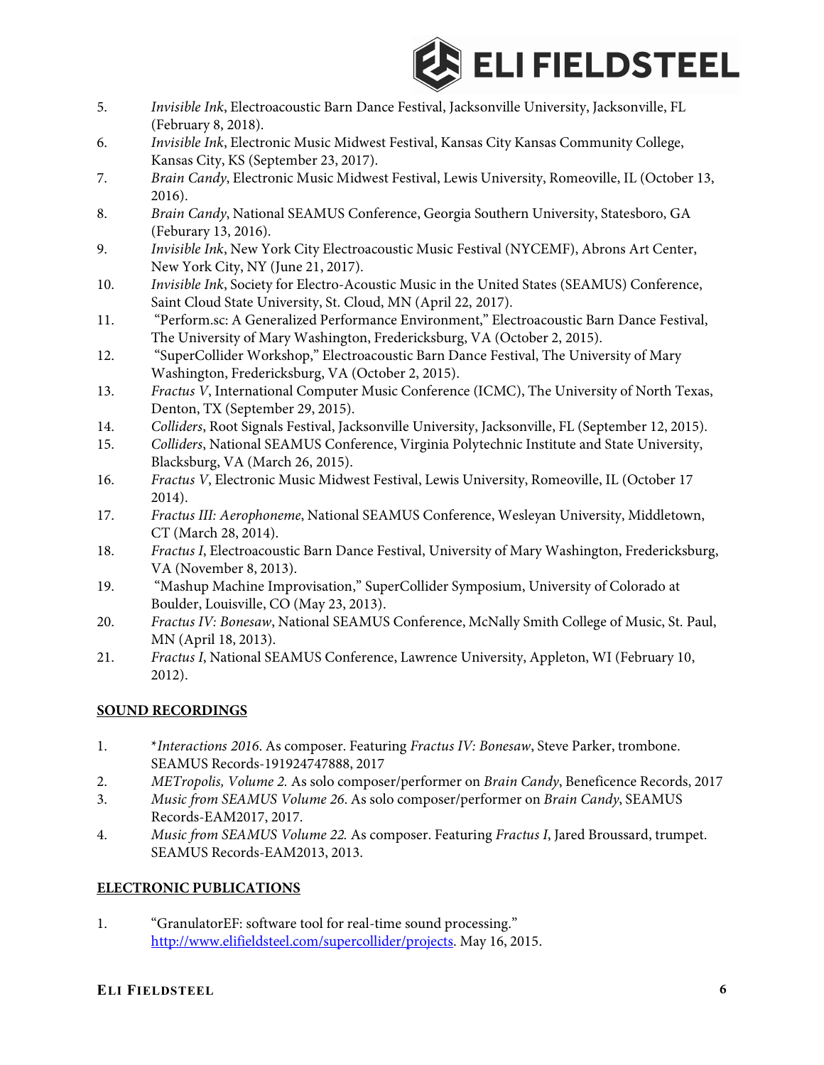5. *Invisible Ink*, Electroacoustic Barn Dance Festival, Jacksonville University, Jacksonville, FL (February 8, 2018).
6. *Invisible Ink*, Electronic Music Midwest Festival, Kansas City Kansas Community College, Kansas City, KS (September 23, 2017).
7. *Brain Candy*, Electronic Music Midwest Festival, Lewis University, Romeoville, IL (October 13, 2016).
8. *Brain Candy*, National SEAMUS Conference, Georgia Southern University, Statesboro, GA (Feburary 13, 2016).
9. *Invisible Ink*, New York City Electroacoustic Music Festival (NYCEMF), Abrons Art Center, New York City, NY (June 21, 2017).
10. *Invisible Ink*, Society for Electro-Acoustic Music in the United States (SEAMUS) Conference, Saint Cloud State University, St. Cloud, MN (April 22, 2017).
11. "Perform.sc: A Generalized Performance Environment," Electroacoustic Barn Dance Festival, The University of Mary Washington, Fredericksburg, VA (October 2, 2015).
12. "SuperCollider Workshop," Electroacoustic Barn Dance Festival, The University of Mary Washington, Fredericksburg, VA (October 2, 2015).
13. *Fractus V*, International Computer Music Conference (ICMC), The University of North Texas, Denton, TX (September 29, 2015).
14. *Colliders*, Root Signals Festival, Jacksonville University, Jacksonville, FL (September 12, 2015).
15. *Colliders*, National SEAMUS Conference, Virginia Polytechnic Institute and State University, Blacksburg, VA (March 26, 2015).
16. *Fractus V*, Electronic Music Midwest Festival, Lewis University, Romeoville, IL (October 17 2014).
17. *Fractus III: Aerophoneme*, National SEAMUS Conference, Wesleyan University, Middletown, CT (March 28, 2014).
18. *Fractus I*, Electroacoustic Barn Dance Festival, University of Mary Washington, Fredericksburg, VA (November 8, 2013).
19. "Mashup Machine Improvisation," SuperCollider Symposium, University of Colorado at Boulder, Louisville, CO (May 23, 2013).
20. *Fractus IV: Bonesaw*, National SEAMUS Conference, McNally Smith College of Music, St. Paul, MN (April 18, 2013).
21. *Fractus I*, National SEAMUS Conference, Lawrence University, Appleton, WI (February 10, 2012).

## SOUND RECORDINGS

1. **Interactions 2016*. As composer. Featuring *Fractus IV: Bonesaw*, Steve Parker, trombone. SEAMUS Records-191924747888, 2017
2. *METropolis, Volume 2.* As solo composer/performer on *Brain Candy*, Beneficence Records, 2017
3. *Music from SEAMUS Volume 26.* As solo composer/performer on *Brain Candy*, SEAMUS Records-EAM2017, 2017.
4. *Music from SEAMUS Volume 22.* As composer. Featuring *Fractus I*, Jared Broussard, trumpet. SEAMUS Records-EAM2013, 2013.

## ELECTRONIC PUBLICATIONS

1. "GranulatorEF: software tool for real-time sound processing." [http://www.elifieldsteel.com/supercollider/projects](http://www.elifieldsteel.com/supercollider/projects). May 16, 2015.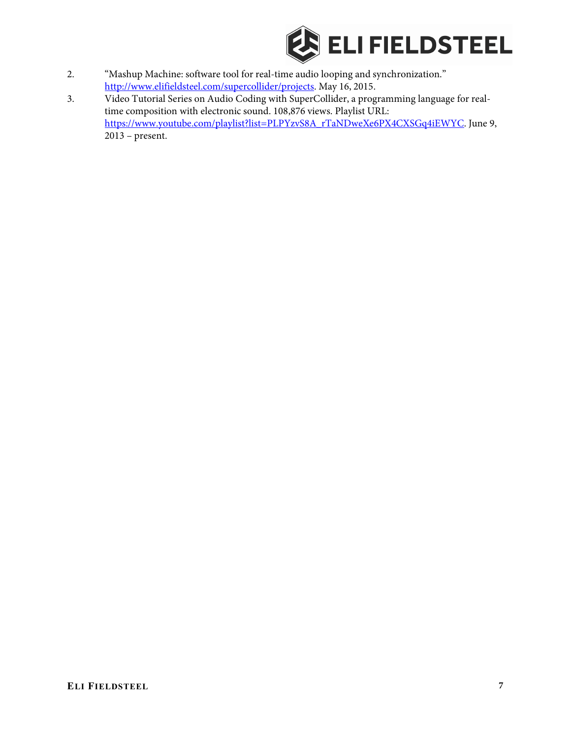2. "Mashup Machine: software tool for real-time audio looping and synchronization." http://www.elifieldsteel.com/supercollider/projects. May 16, 2015.
3. Video Tutorial Series on Audio Coding with SuperCollider, a programming language for real-time composition with electronic sound. 108,876 views. Playlist URL: https://www.youtube.com/playlist?list=PLPYzvS8A_rTaNDweXe6PX4CXSGq4iEWYC. June 9, 2013 – present.